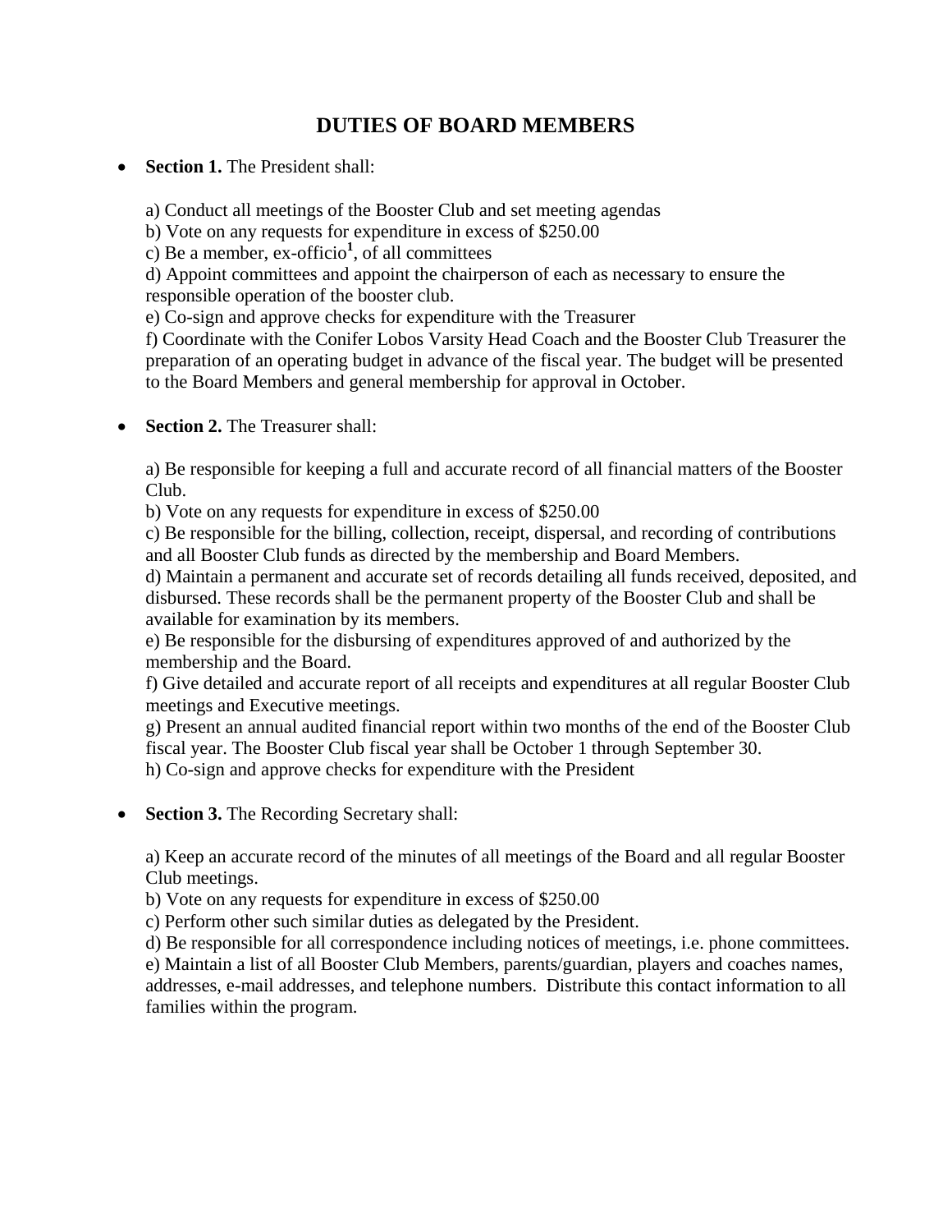# DUTIES OF BOARD MEMBERS

- **Section 1.** The President shall:

  a) Conduct all meetings of the Booster Club and set meeting agendas
  b) Vote on any requests for expenditure in excess of $250.00
  c) Be a member, ex-officio[1], of all committees
  d) Appoint committees and appoint the chairperson of each as necessary to ensure the responsible operation of the booster club.
  e) Co-sign and approve checks for expenditure with the Treasurer
  f) Coordinate with the Conifer Lobos Varsity Head Coach and the Booster Club Treasurer the preparation of an operating budget in advance of the fiscal year. The budget will be presented to the Board Members and general membership for approval in October.

- **Section 2.** The Treasurer shall:

  a) Be responsible for keeping a full and accurate record of all financial matters of the Booster Club.
  b) Vote on any requests for expenditure in excess of $250.00
  c) Be responsible for the billing, collection, receipt, dispersal, and recording of contributions and all Booster Club funds as directed by the membership and Board Members.
  d) Maintain a permanent and accurate set of records detailing all funds received, deposited, and disbursed. These records shall be the permanent property of the Booster Club and shall be available for examination by its members.
  e) Be responsible for the disbursing of expenditures approved of and authorized by the membership and the Board.
  f) Give detailed and accurate report of all receipts and expenditures at all regular Booster Club meetings and Executive meetings.
  g) Present an annual audited financial report within two months of the end of the Booster Club fiscal year. The Booster Club fiscal year shall be October 1 through September 30.
  h) Co-sign and approve checks for expenditure with the President

- **Section 3.** The Recording Secretary shall:

  a) Keep an accurate record of the minutes of all meetings of the Board and all regular Booster Club meetings.
  b) Vote on any requests for expenditure in excess of $250.00
  c) Perform other such similar duties as delegated by the President.
  d) Be responsible for all correspondence including notices of meetings, i.e. phone committees.
  e) Maintain a list of all Booster Club Members, parents/guardian, players and coaches names, addresses, e-mail addresses, and telephone numbers. Distribute this contact information to all families within the program.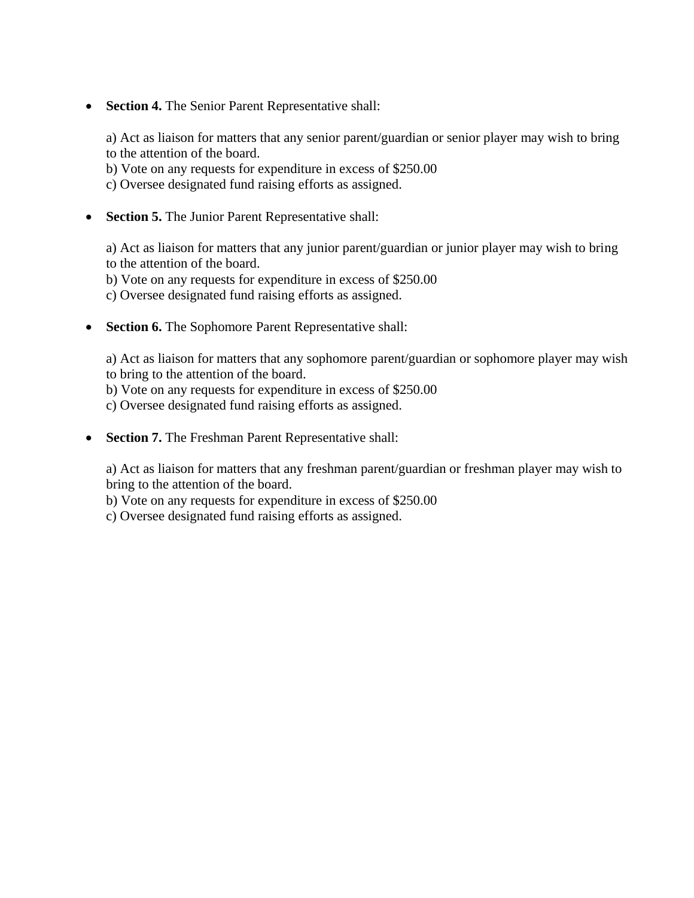- **Section 4.** The Senior Parent Representative shall:

  a) Act as liaison for matters that any senior parent/guardian or senior player may wish to bring to the attention of the board.
  b) Vote on any requests for expenditure in excess of $250.00
  c) Oversee designated fund raising efforts as assigned.

- **Section 5.** The Junior Parent Representative shall:

  a) Act as liaison for matters that any junior parent/guardian or junior player may wish to bring to the attention of the board.
  b) Vote on any requests for expenditure in excess of $250.00
  c) Oversee designated fund raising efforts as assigned.

- **Section 6.** The Sophomore Parent Representative shall:

  a) Act as liaison for matters that any sophomore parent/guardian or sophomore player may wish to bring to the attention of the board.
  b) Vote on any requests for expenditure in excess of $250.00
  c) Oversee designated fund raising efforts as assigned.

- **Section 7.** The Freshman Parent Representative shall:

  a) Act as liaison for matters that any freshman parent/guardian or freshman player may wish to bring to the attention of the board.
  b) Vote on any requests for expenditure in excess of $250.00
  c) Oversee designated fund raising efforts as assigned.